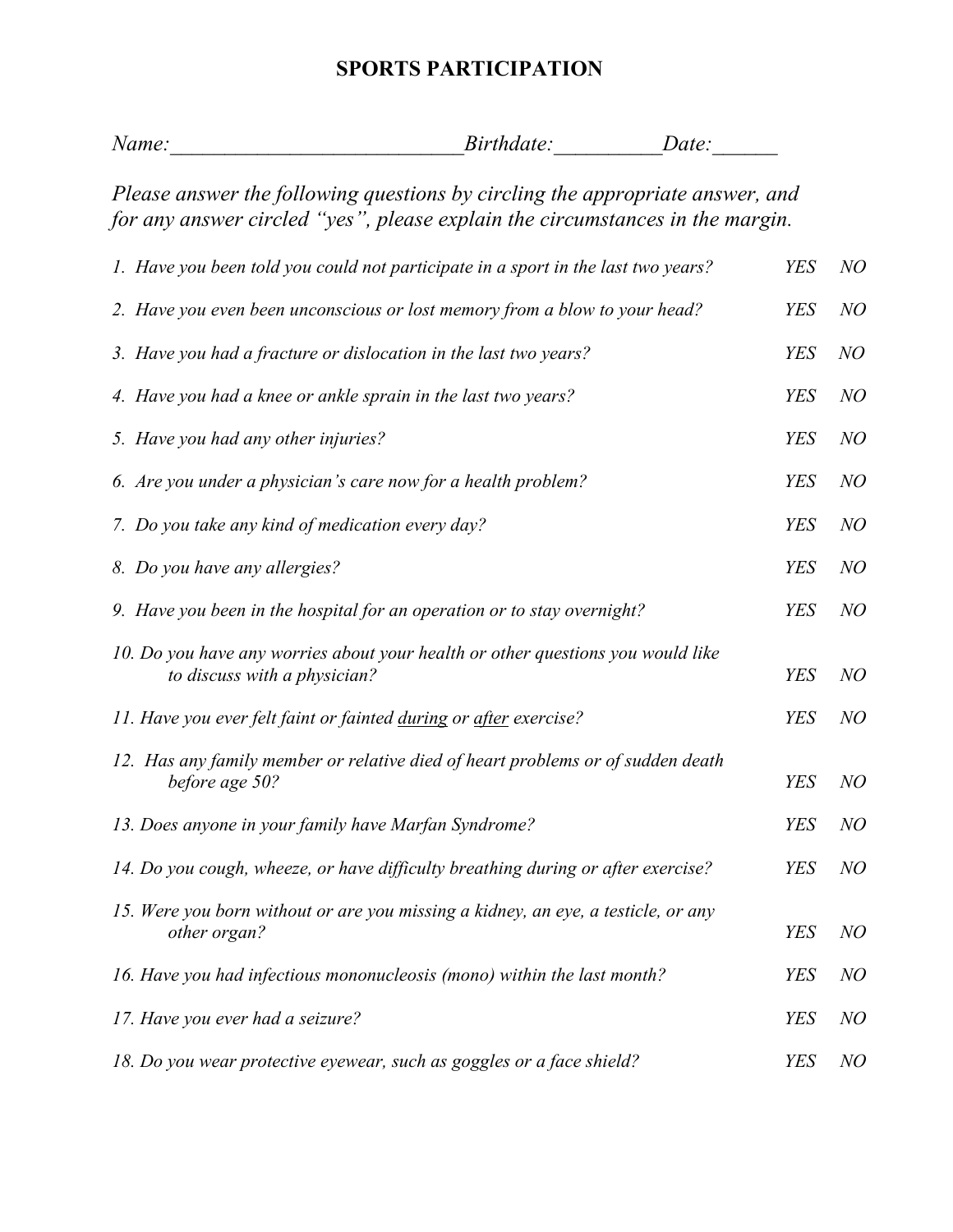# SPORTS PARTICIPATION

*Name:___________________________Birthdate:__________Date:______*

*Please answer the following questions by circling the appropriate answer, and for any answer circled "yes", please explain the circumstances in the margin.*

| | | |
|---|---|---|
| *1. Have you been told you could not participate in a sport in the last two years?* | *YES* | *NO* |
| *2. Have you even been unconscious or lost memory from a blow to your head?* | *YES* | *NO* |
| *3. Have you had a fracture or dislocation in the last two years?* | *YES* | *NO* |
| *4. Have you had a knee or ankle sprain in the last two years?* | *YES* | *NO* |
| *5. Have you had any other injuries?* | *YES* | *NO* |
| *6. Are you under a physician's care now for a health problem?* | *YES* | *NO* |
| *7. Do you take any kind of medication every day?* | *YES* | *NO* |
| *8. Do you have any allergies?* | *YES* | *NO* |
| *9. Have you been in the hospital for an operation or to stay overnight?* | *YES* | *NO* |
| *10. Do you have any worries about your health or other questions you would like to discuss with a physician?* | *YES* | *NO* |
| *11. Have you ever felt faint or fainted <u>during</u> or <u>after</u> exercise?* | *YES* | *NO* |
| *12. Has any family member or relative died of heart problems or of sudden death before age 50?* | *YES* | *NO* |
| *13. Does anyone in your family have Marfan Syndrome?* | *YES* | *NO* |
| *14. Do you cough, wheeze, or have difficulty breathing during or after exercise?* | *YES* | *NO* |
| *15. Were you born without or are you missing a kidney, an eye, a testicle, or any other organ?* | *YES* | *NO* |
| *16. Have you had infectious mononucleosis (mono) within the last month?* | *YES* | *NO* |
| *17. Have you ever had a seizure?* | *YES* | *NO* |
| *18. Do you wear protective eyewear, such as goggles or a face shield?* | *YES* | *NO* |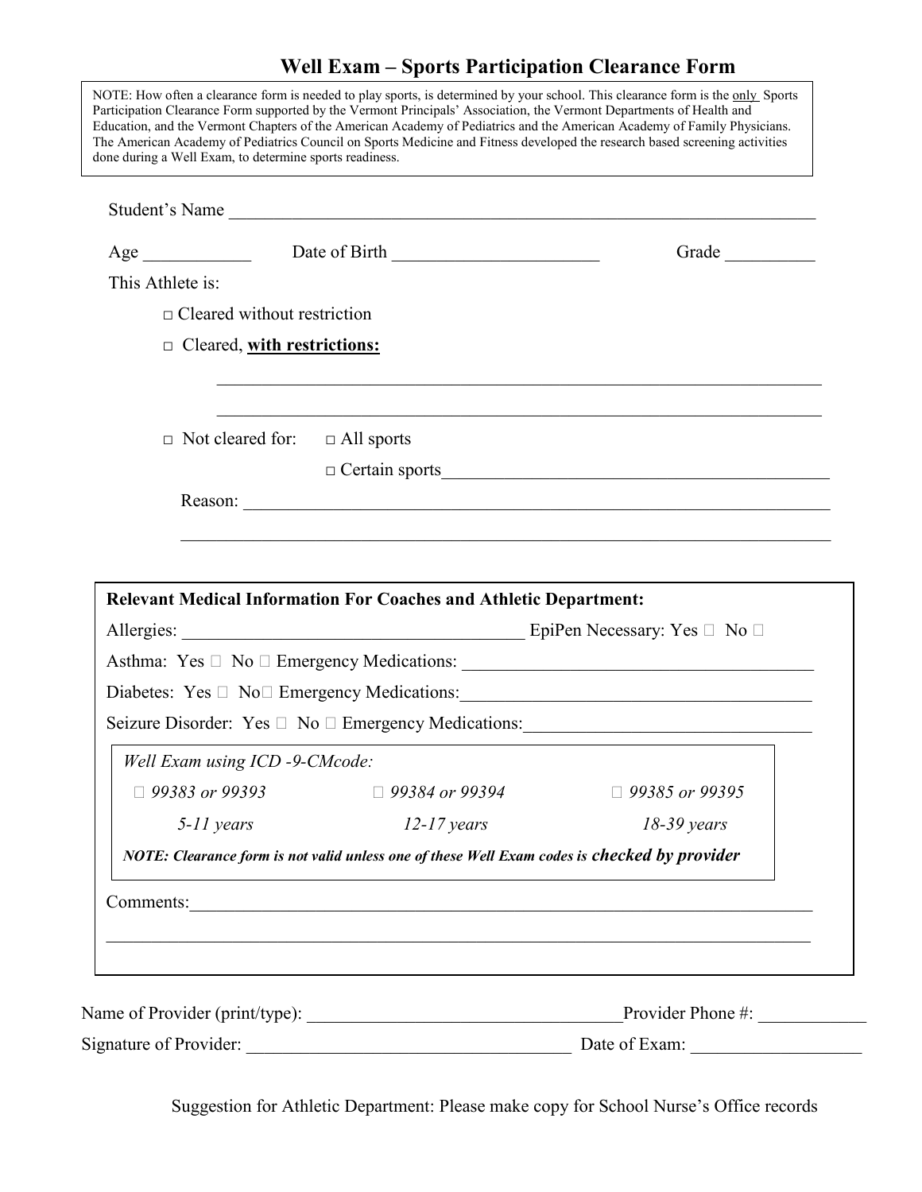# Well Exam – Sports Participation Clearance Form

NOTE: How often a clearance form is needed to play sports, is determined by your school. This clearance form is the only Sports Participation Clearance Form supported by the Vermont Principals' Association, the Vermont Departments of Health and Education, and the Vermont Chapters of the American Academy of Pediatrics and the American Academy of Family Physicians. The American Academy of Pediatrics Council on Sports Medicine and Fitness developed the research based screening activities done during a Well Exam, to determine sports readiness.

Student's Name ____________________________________________

Age ____________ Date of Birth _______________________ Grade __________

This Athlete is:

□ Cleared without restriction

□ Cleared, **with restrictions:**

________________________________________________________________

________________________________________________________________

□ Not cleared for: □ All sports

□ Certain sports____________________________________________

Reason: ________________________________________________________

________________________________________________________________

**Relevant Medical Information For Coaches and Athletic Department:**

Allergies: ______________________________________ EpiPen Necessary: Yes □ No □

Asthma: Yes □ No □ Emergency Medications: ______________________________________

Diabetes: Yes □ No□ Emergency Medications:______________________________________

Seizure Disorder: Yes □ No □ Emergency Medications:________________________________

*Well Exam using ICD -9-CMcode:*

| | | |
|---|---|---|
| □ *99383 or 99393* | □ *99384 or 99394* | □ *99385 or 99395* |
| *5-11 years* | *12-17 years* | *18-39 years* |

***NOTE: Clearance form is not valid unless one of these Well Exam codes is checked by provider***

Comments:______________________________________________________________________

________________________________________________________________________________

Name of Provider (print/type): ___________________________________Provider Phone #: ____________

Signature of Provider: ___________________________________ Date of Exam: __________________

Suggestion for Athletic Department: Please make copy for School Nurse's Office records